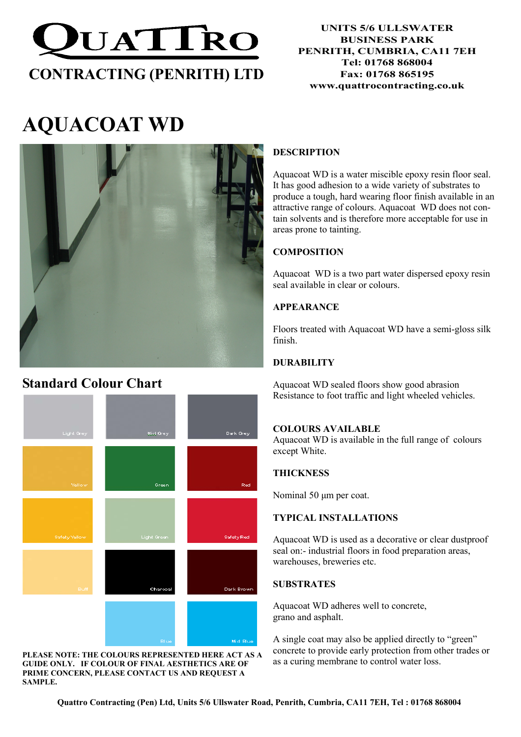# QUATTRO

## CONTRACTING (PENRITH) LTD

UNITS 5/6 ULLSWATER
BUSINESS PARK
PENRITH, CUMBRIA, CA11 7EH
Tel: 01768 868004
Fax: 01768 865195
www.quattrocontracting.co.uk

# AQUACOAT WD

### DESCRIPTION

Aquacoat WD is a water miscible epoxy resin floor seal. It has good adhesion to a wide variety of substrates to produce a tough, hard wearing floor finish available in an attractive range of colours. Aquacoat WD does not contain solvents and is therefore more acceptable for use in areas prone to tainting.

### COMPOSITION

Aquacoat WD is a two part water dispersed epoxy resin seal available in clear or colours.

### APPEARANCE

Floors treated with Aquacoat WD have a semi-gloss silk finish.

### DURABILITY

Aquacoat WD sealed floors show good abrasion Resistance to foot traffic and light wheeled vehicles.

### COLOURS AVAILABLE

Aquacoat WD is available in the full range of colours except White.

### THICKNESS

Nominal 50 µm per coat.

### TYPICAL INSTALLATIONS

Aquacoat WD is used as a decorative or clear dustproof seal on:- industrial floors in food preparation areas, warehouses, breweries etc.

### SUBSTRATES

Aquacoat WD adheres well to concrete, grano and asphalt.

A single coat may also be applied directly to "green" concrete to provide early protection from other trades or as a curing membrane to control water loss.

## Standard Colour Chart

| | | |
|---|---|---|
| Light Grey | Mid Grey | Dark Grey |
| Yellow | Green | Red |
| Safety Yellow | Light Green | Safety Red |
| Buff | Charcoal | Dark Brown |
| | Blue | Mid Blue |

**PLEASE NOTE: THE COLOURS REPRESENTED HERE ACT AS A GUIDE ONLY. IF COLOUR OF FINAL AESTHETICS ARE OF PRIME CONCERN, PLEASE CONTACT US AND REQUEST A SAMPLE.**

**Quattro Contracting (Pen) Ltd, Units 5/6 Ullswater Road, Penrith, Cumbria, CA11 7EH, Tel : 01768 868004**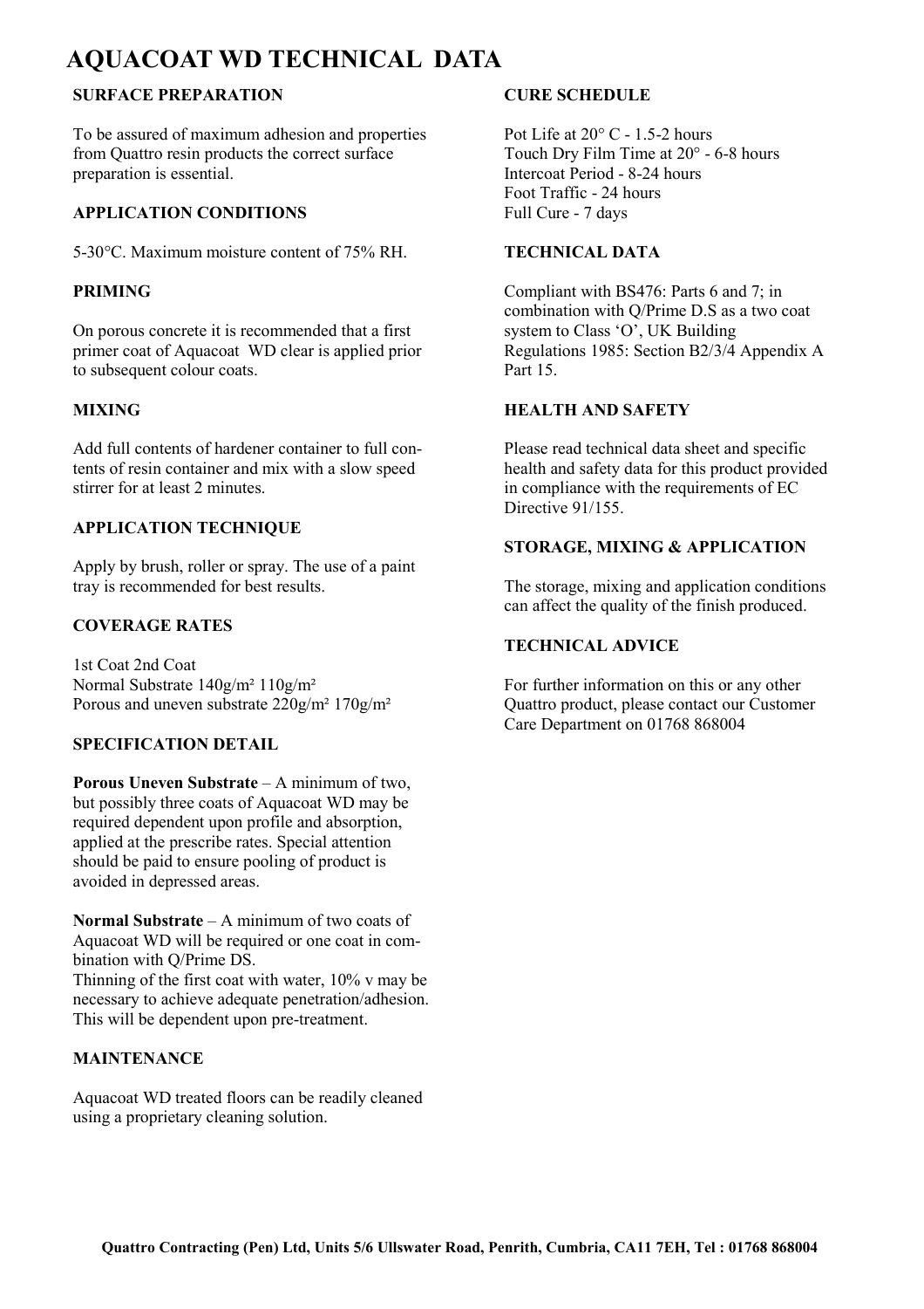# AQUACOAT WD TECHNICAL DATA

### SURFACE PREPARATION

To be assured of maximum adhesion and properties from Quattro resin products the correct surface preparation is essential.

### APPLICATION CONDITIONS

5-30°C. Maximum moisture content of 75% RH.

### PRIMING

On porous concrete it is recommended that a first primer coat of Aquacoat WD clear is applied prior to subsequent colour coats.

### MIXING

Add full contents of hardener container to full contents of resin container and mix with a slow speed stirrer for at least 2 minutes.

### APPLICATION TECHNIQUE

Apply by brush, roller or spray. The use of a paint tray is recommended for best results.

### COVERAGE RATES

| | 1st Coat | 2nd Coat |
|---|---|---|
| Normal Substrate | 140g/m² | 110g/m² |
| Porous and uneven substrate | 220g/m² | 170g/m² |

### SPECIFICATION DETAIL

**Porous Uneven Substrate** – A minimum of two, but possibly three coats of Aquacoat WD may be required dependent upon profile and absorption, applied at the prescribe rates. Special attention should be paid to ensure pooling of product is avoided in depressed areas.

**Normal Substrate** – A minimum of two coats of Aquacoat WD will be required or one coat in combination with Q/Prime DS.
Thinning of the first coat with water, 10% v may be necessary to achieve adequate penetration/adhesion. This will be dependent upon pre-treatment.

### MAINTENANCE

Aquacoat WD treated floors can be readily cleaned using a proprietary cleaning solution.

### CURE SCHEDULE

Pot Life at 20° C - 1.5-2 hours
Touch Dry Film Time at 20° - 6-8 hours
Intercoat Period - 8-24 hours
Foot Traffic - 24 hours
Full Cure - 7 days

### TECHNICAL DATA

Compliant with BS476: Parts 6 and 7; in combination with Q/Prime D.S as a two coat system to Class 'O', UK Building Regulations 1985: Section B2/3/4 Appendix A Part 15.

### HEALTH AND SAFETY

Please read technical data sheet and specific health and safety data for this product provided in compliance with the requirements of EC Directive 91/155.

### STORAGE, MIXING & APPLICATION

The storage, mixing and application conditions can affect the quality of the finish produced.

### TECHNICAL ADVICE

For further information on this or any other Quattro product, please contact our Customer Care Department on 01768 868004

**Quattro Contracting (Pen) Ltd, Units 5/6 Ullswater Road, Penrith, Cumbria, CA11 7EH, Tel : 01768 868004**